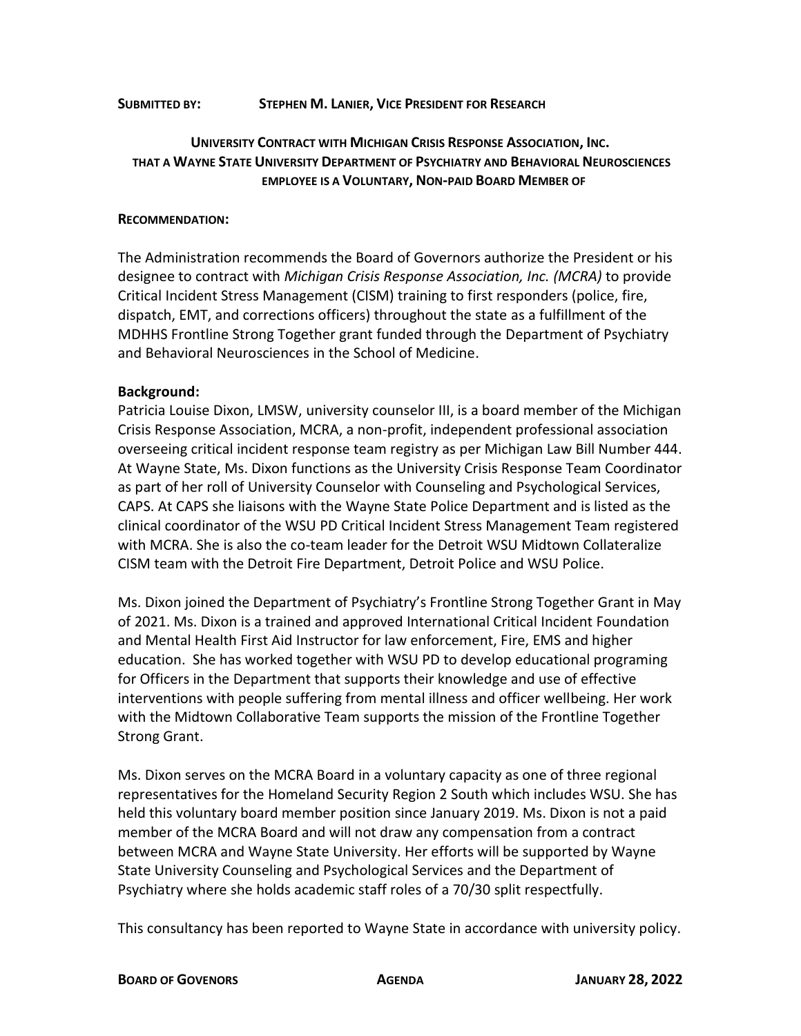**SUBMITTED BY:** **STEPHEN M. LANIER, VICE PRESIDENT FOR RESEARCH**

## UNIVERSITY CONTRACT WITH MICHIGAN CRISIS RESPONSE ASSOCIATION, INC. THAT A WAYNE STATE UNIVERSITY DEPARTMENT OF PSYCHIATRY AND BEHAVIORAL NEUROSCIENCES EMPLOYEE IS A VOLUNTARY, NON-PAID BOARD MEMBER OF

**RECOMMENDATION:**

The Administration recommends the Board of Governors authorize the President or his designee to contract with *Michigan Crisis Response Association, Inc. (MCRA)* to provide Critical Incident Stress Management (CISM) training to first responders (police, fire, dispatch, EMT, and corrections officers) throughout the state as a fulfillment of the MDHHS Frontline Strong Together grant funded through the Department of Psychiatry and Behavioral Neurosciences in the School of Medicine.

**Background:**

Patricia Louise Dixon, LMSW, university counselor III, is a board member of the Michigan Crisis Response Association, MCRA, a non-profit, independent professional association overseeing critical incident response team registry as per Michigan Law Bill Number 444. At Wayne State, Ms. Dixon functions as the University Crisis Response Team Coordinator as part of her roll of University Counselor with Counseling and Psychological Services, CAPS. At CAPS she liaisons with the Wayne State Police Department and is listed as the clinical coordinator of the WSU PD Critical Incident Stress Management Team registered with MCRA. She is also the co-team leader for the Detroit WSU Midtown Collateralize CISM team with the Detroit Fire Department, Detroit Police and WSU Police.

Ms. Dixon joined the Department of Psychiatry's Frontline Strong Together Grant in May of 2021. Ms. Dixon is a trained and approved International Critical Incident Foundation and Mental Health First Aid Instructor for law enforcement, Fire, EMS and higher education. She has worked together with WSU PD to develop educational programing for Officers in the Department that supports their knowledge and use of effective interventions with people suffering from mental illness and officer wellbeing. Her work with the Midtown Collaborative Team supports the mission of the Frontline Together Strong Grant.

Ms. Dixon serves on the MCRA Board in a voluntary capacity as one of three regional representatives for the Homeland Security Region 2 South which includes WSU. She has held this voluntary board member position since January 2019. Ms. Dixon is not a paid member of the MCRA Board and will not draw any compensation from a contract between MCRA and Wayne State University. Her efforts will be supported by Wayne State University Counseling and Psychological Services and the Department of Psychiatry where she holds academic staff roles of a 70/30 split respectfully.

This consultancy has been reported to Wayne State in accordance with university policy.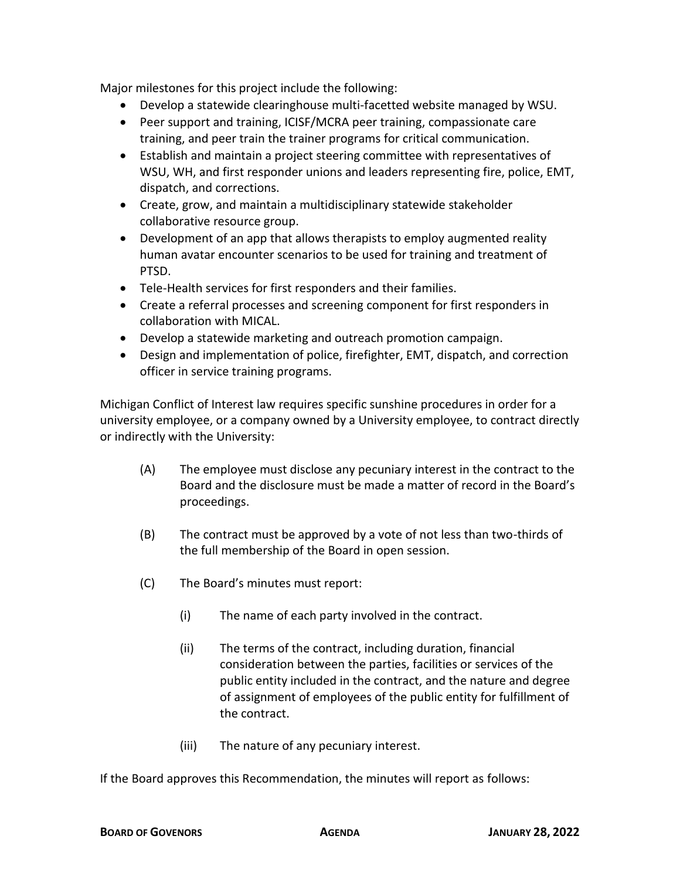Major milestones for this project include the following:

- Develop a statewide clearinghouse multi-facetted website managed by WSU.
- Peer support and training, ICISF/MCRA peer training, compassionate care training, and peer train the trainer programs for critical communication.
- Establish and maintain a project steering committee with representatives of WSU, WH, and first responder unions and leaders representing fire, police, EMT, dispatch, and corrections.
- Create, grow, and maintain a multidisciplinary statewide stakeholder collaborative resource group.
- Development of an app that allows therapists to employ augmented reality human avatar encounter scenarios to be used for training and treatment of PTSD.
- Tele-Health services for first responders and their families.
- Create a referral processes and screening component for first responders in collaboration with MICAL.
- Develop a statewide marketing and outreach promotion campaign.
- Design and implementation of police, firefighter, EMT, dispatch, and correction officer in service training programs.

Michigan Conflict of Interest law requires specific sunshine procedures in order for a university employee, or a company owned by a University employee, to contract directly or indirectly with the University:

(A) The employee must disclose any pecuniary interest in the contract to the Board and the disclosure must be made a matter of record in the Board's proceedings.

(B) The contract must be approved by a vote of not less than two-thirds of the full membership of the Board in open session.

(C) The Board's minutes must report:

(i) The name of each party involved in the contract.

(ii) The terms of the contract, including duration, financial consideration between the parties, facilities or services of the public entity included in the contract, and the nature and degree of assignment of employees of the public entity for fulfillment of the contract.

(iii) The nature of any pecuniary interest.

If the Board approves this Recommendation, the minutes will report as follows: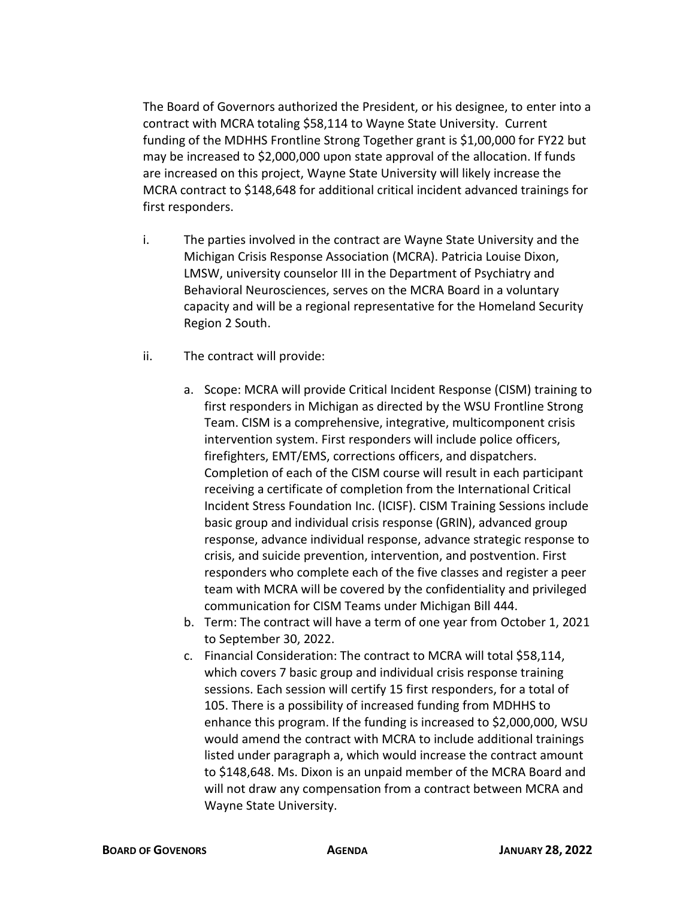The Board of Governors authorized the President, or his designee, to enter into a contract with MCRA totaling $58,114 to Wayne State University. Current funding of the MDHHS Frontline Strong Together grant is $1,00,000 for FY22 but may be increased to $2,000,000 upon state approval of the allocation. If funds are increased on this project, Wayne State University will likely increase the MCRA contract to $148,648 for additional critical incident advanced trainings for first responders.

i. The parties involved in the contract are Wayne State University and the Michigan Crisis Response Association (MCRA). Patricia Louise Dixon, LMSW, university counselor III in the Department of Psychiatry and Behavioral Neurosciences, serves on the MCRA Board in a voluntary capacity and will be a regional representative for the Homeland Security Region 2 South.

ii. The contract will provide:

   a. Scope: MCRA will provide Critical Incident Response (CISM) training to first responders in Michigan as directed by the WSU Frontline Strong Team. CISM is a comprehensive, integrative, multicomponent crisis intervention system. First responders will include police officers, firefighters, EMT/EMS, corrections officers, and dispatchers. Completion of each of the CISM course will result in each participant receiving a certificate of completion from the International Critical Incident Stress Foundation Inc. (ICISF). CISM Training Sessions include basic group and individual crisis response (GRIN), advanced group response, advance individual response, advance strategic response to crisis, and suicide prevention, intervention, and postvention. First responders who complete each of the five classes and register a peer team with MCRA will be covered by the confidentiality and privileged communication for CISM Teams under Michigan Bill 444.
   b. Term: The contract will have a term of one year from October 1, 2021 to September 30, 2022.
   c. Financial Consideration: The contract to MCRA will total $58,114, which covers 7 basic group and individual crisis response training sessions. Each session will certify 15 first responders, for a total of 105. There is a possibility of increased funding from MDHHS to enhance this program. If the funding is increased to $2,000,000, WSU would amend the contract with MCRA to include additional trainings listed under paragraph a, which would increase the contract amount to $148,648. Ms. Dixon is an unpaid member of the MCRA Board and will not draw any compensation from a contract between MCRA and Wayne State University.